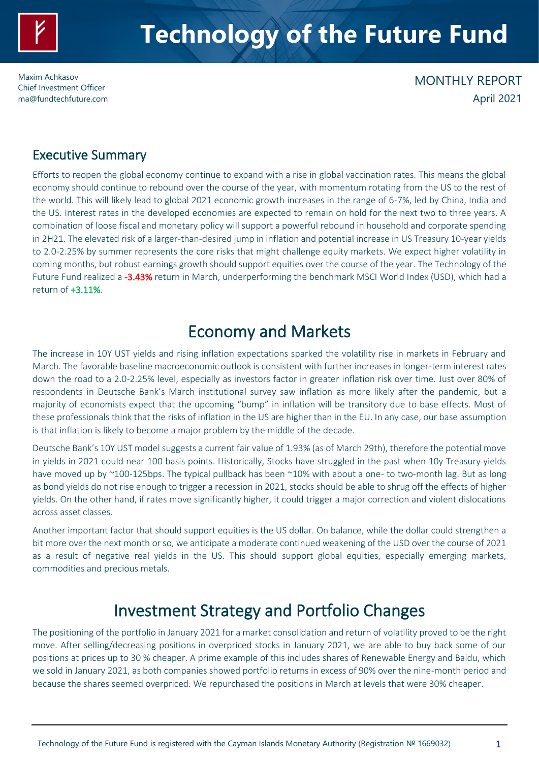# Technology of the Future Fund

Maxim Achkasov
Chief Investment Officer
ma@fundtechfuture.com

MONTHLY REPORT
April 2021

## Executive Summary

Efforts to reopen the global economy continue to expand with a rise in global vaccination rates. This means the global economy should continue to rebound over the course of the year, with momentum rotating from the US to the rest of the world. This will likely lead to global 2021 economic growth increases in the range of 6-7%, led by China, India and the US. Interest rates in the developed economies are expected to remain on hold for the next two to three years. A combination of loose fiscal and monetary policy will support a powerful rebound in household and corporate spending in 2H21. The elevated risk of a larger-than-desired jump in inflation and potential increase in US Treasury 10-year yields to 2.0-2.25% by summer represents the core risks that might challenge equity markets. We expect higher volatility in coming months, but robust earnings growth should support equities over the course of the year. The Technology of the Future Fund realized a **-3.43%** return in March, underperforming the benchmark MSCI World Index (USD), which had a return of **+3.11%**.

## Economy and Markets

The increase in 10Y UST yields and rising inflation expectations sparked the volatility rise in markets in February and March. The favorable baseline macroeconomic outlook is consistent with further increases in longer-term interest rates down the road to a 2.0-2.25% level, especially as investors factor in greater inflation risk over time. Just over 80% of respondents in Deutsche Bank's March institutional survey saw inflation as more likely after the pandemic, but a majority of economists expect that the upcoming "bump" in inflation will be transitory due to base effects. Most of these professionals think that the risks of inflation in the US are higher than in the EU. In any case, our base assumption is that inflation is likely to become a major problem by the middle of the decade.

Deutsche Bank's 10Y UST model suggests a current fair value of 1.93% (as of March 29th), therefore the potential move in yields in 2021 could near 100 basis points. Historically, Stocks have struggled in the past when 10y Treasury yields have moved up by ~100-125bps. The typical pullback has been ~10% with about a one- to two-month lag. But as long as bond yields do not rise enough to trigger a recession in 2021, stocks should be able to shrug off the effects of higher yields. On the other hand, if rates move significantly higher, it could trigger a major correction and violent dislocations across asset classes.

Another important factor that should support equities is the US dollar. On balance, while the dollar could strengthen a bit more over the next month or so, we anticipate a moderate continued weakening of the USD over the course of 2021 as a result of negative real yields in the US. This should support global equities, especially emerging markets, commodities and precious metals.

## Investment Strategy and Portfolio Changes

The positioning of the portfolio in January 2021 for a market consolidation and return of volatility proved to be the right move. After selling/decreasing positions in overpriced stocks in January 2021, we are able to buy back some of our positions at prices up to 30 % cheaper. A prime example of this includes shares of Renewable Energy and Baidu, which we sold in January 2021, as both companies showed portfolio returns in excess of 90% over the nine-month period and because the shares seemed overpriced. We repurchased the positions in March at levels that were 30% cheaper.

Technology of the Future Fund is registered with the Cayman Islands Monetary Authority (Registration № 1669032)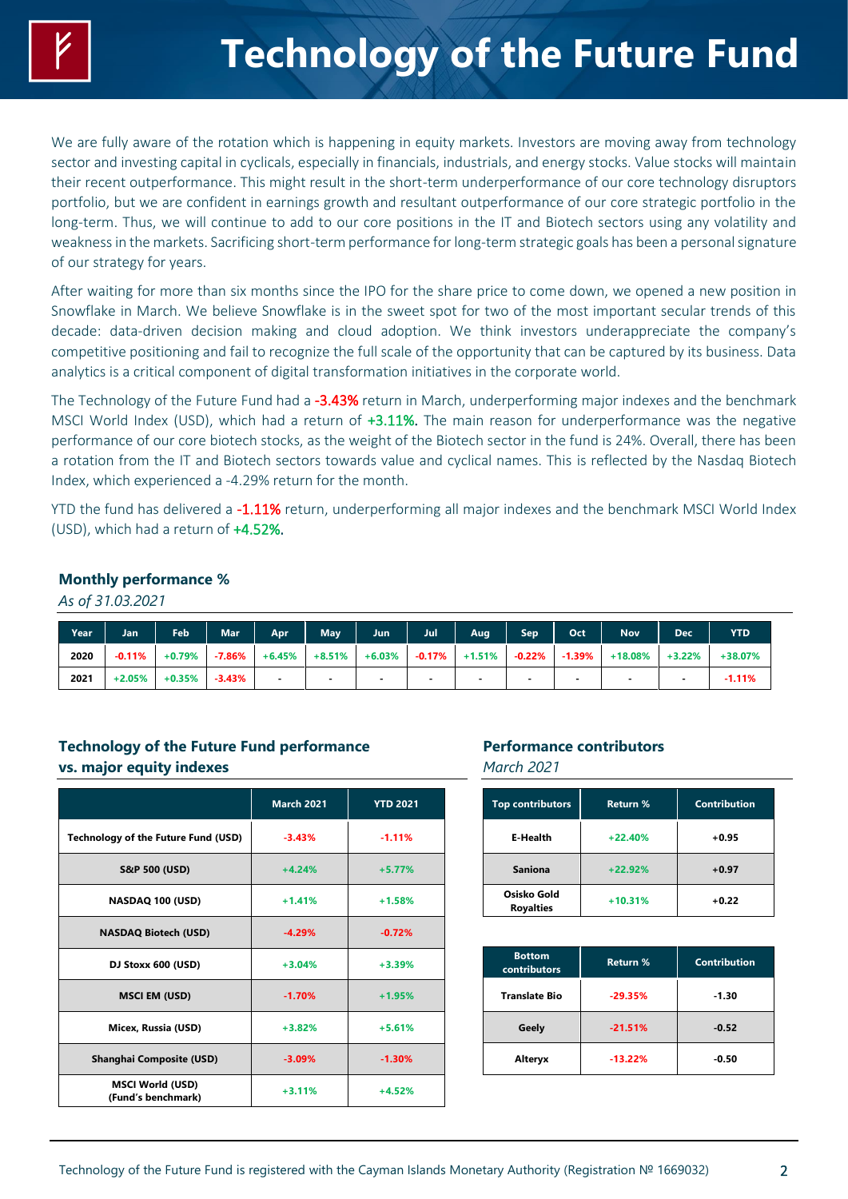# Technology of the Future Fund

We are fully aware of the rotation which is happening in equity markets. Investors are moving away from technology sector and investing capital in cyclicals, especially in financials, industrials, and energy stocks. Value stocks will maintain their recent outperformance. This might result in the short-term underperformance of our core technology disruptors portfolio, but we are confident in earnings growth and resultant outperformance of our core strategic portfolio in the long-term. Thus, we will continue to add to our core positions in the IT and Biotech sectors using any volatility and weakness in the markets. Sacrificing short-term performance for long-term strategic goals has been a personal signature of our strategy for years.

After waiting for more than six months since the IPO for the share price to come down, we opened a new position in Snowflake in March. We believe Snowflake is in the sweet spot for two of the most important secular trends of this decade: data-driven decision making and cloud adoption. We think investors underappreciate the company's competitive positioning and fail to recognize the full scale of the opportunity that can be captured by its business. Data analytics is a critical component of digital transformation initiatives in the corporate world.

The Technology of the Future Fund had a **-3.43%** return in March, underperforming major indexes and the benchmark MSCI World Index (USD), which had a return of **+3.11%**. The main reason for underperformance was the negative performance of our core biotech stocks, as the weight of the Biotech sector in the fund is 24%. Overall, there has been a rotation from the IT and Biotech sectors towards value and cyclical names. This is reflected by the Nasdaq Biotech Index, which experienced a -4.29% return for the month.

YTD the fund has delivered a **-1.11%** return, underperforming all major indexes and the benchmark MSCI World Index (USD), which had a return of **+4.52%**.

## Monthly performance %

*As of 31.03.2021*

| Year | Jan | Feb | Mar | Apr | May | Jun | Jul | Aug | Sep | Oct | Nov | Dec | YTD |
|---|---|---|---|---|---|---|---|---|---|---|---|---|---|
| 2020 | -0.11% | +0.79% | -7.86% | +6.45% | +8.51% | +6.03% | -0.17% | +1.51% | -0.22% | -1.39% | +18.08% | +3.22% | +38.07% |
| 2021 | +2.05% | +0.35% | -3.43% | - | - | - | - | - | - | - | - | - | -1.11% |

## Technology of the Future Fund performance vs. major equity indexes

| | March 2021 | YTD 2021 |
|---|---|---|
| Technology of the Future Fund (USD) | -3.43% | -1.11% |
| S&P 500 (USD) | +4.24% | +5.77% |
| NASDAQ 100 (USD) | +1.41% | +1.58% |
| NASDAQ Biotech (USD) | -4.29% | -0.72% |
| DJ Stoxx 600 (USD) | +3.04% | +3.39% |
| MSCI EM (USD) | -1.70% | +1.95% |
| Micex, Russia (USD) | +3.82% | +5.61% |
| Shanghai Composite (USD) | -3.09% | -1.30% |
| MSCI World (USD) (Fund's benchmark) | +3.11% | +4.52% |

## Performance contributors

*March 2021*

| Top contributors | Return % | Contribution |
|---|---|---|
| E-Health | +22.40% | +0.95 |
| Sanio​na | +22.92% | +0.97 |
| Osisko Gold Royalties | +10.31% | +0.22 |

| Bottom contributors | Return % | Contribution |
|---|---|---|
| Translate Bio | -29.35% | -1.30 |
| Geely | -21.51% | -0.52 |
| Alteryx | -13.22% | -0.50 |

Technology of the Future Fund is registered with the Cayman Islands Monetary Authority (Registration № 1669032)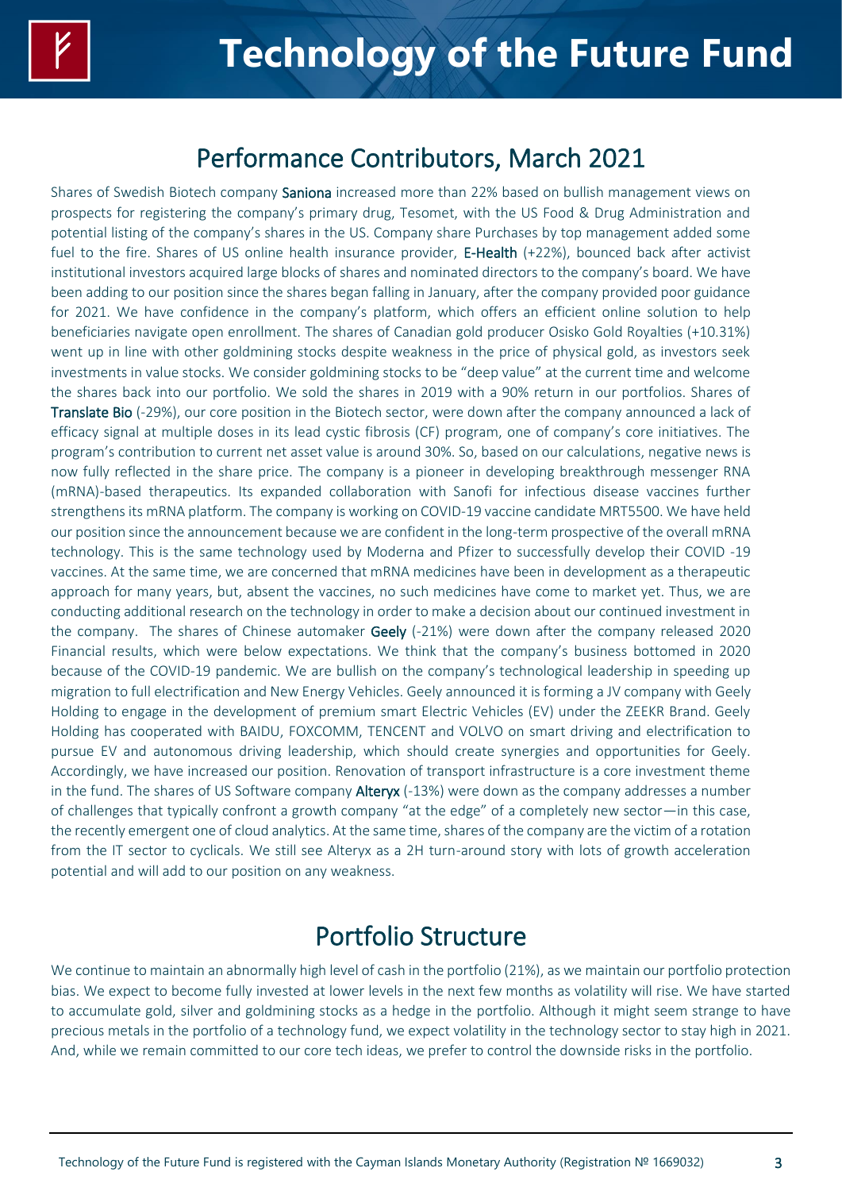## Performance Contributors, March 2021

Shares of Swedish Biotech company **Saniona** increased more than 22% based on bullish management views on prospects for registering the company's primary drug, Tesomet, with the US Food & Drug Administration and potential listing of the company's shares in the US. Company share Purchases by top management added some fuel to the fire. Shares of US online health insurance provider, **E-Health** (+22%), bounced back after activist institutional investors acquired large blocks of shares and nominated directors to the company's board. We have been adding to our position since the shares began falling in January, after the company provided poor guidance for 2021. We have confidence in the company's platform, which offers an efficient online solution to help beneficiaries navigate open enrollment. The shares of Canadian gold producer Osisko Gold Royalties (+10.31%) went up in line with other goldmining stocks despite weakness in the price of physical gold, as investors seek investments in value stocks. We consider goldmining stocks to be "deep value" at the current time and welcome the shares back into our portfolio. We sold the shares in 2019 with a 90% return in our portfolios. Shares of **Translate Bio** (-29%), our core position in the Biotech sector, were down after the company announced a lack of efficacy signal at multiple doses in its lead cystic fibrosis (CF) program, one of company's core initiatives. The program's contribution to current net asset value is around 30%. So, based on our calculations, negative news is now fully reflected in the share price. The company is a pioneer in developing breakthrough messenger RNA (mRNA)-based therapeutics. Its expanded collaboration with Sanofi for infectious disease vaccines further strengthens its mRNA platform. The company is working on COVID-19 vaccine candidate MRT5500. We have held our position since the announcement because we are confident in the long-term prospective of the overall mRNA technology. This is the same technology used by Moderna and Pfizer to successfully develop their COVID -19 vaccines. At the same time, we are concerned that mRNA medicines have been in development as a therapeutic approach for many years, but, absent the vaccines, no such medicines have come to market yet. Thus, we are conducting additional research on the technology in order to make a decision about our continued investment in the company. The shares of Chinese automaker **Geely** (-21%) were down after the company released 2020 Financial results, which were below expectations. We think that the company's business bottomed in 2020 because of the COVID-19 pandemic. We are bullish on the company's technological leadership in speeding up migration to full electrification and New Energy Vehicles. Geely announced it is forming a JV company with Geely Holding to engage in the development of premium smart Electric Vehicles (EV) under the ZEEKR Brand. Geely Holding has cooperated with BAIDU, FOXCOMM, TENCENT and VOLVO on smart driving and electrification to pursue EV and autonomous driving leadership, which should create synergies and opportunities for Geely. Accordingly, we have increased our position. Renovation of transport infrastructure is a core investment theme in the fund. The shares of US Software company **Alteryx** (-13%) were down as the company addresses a number of challenges that typically confront a growth company "at the edge" of a completely new sector—in this case, the recently emergent one of cloud analytics. At the same time, shares of the company are the victim of a rotation from the IT sector to cyclicals. We still see Alteryx as a 2H turn-around story with lots of growth acceleration potential and will add to our position on any weakness.

## Portfolio Structure

We continue to maintain an abnormally high level of cash in the portfolio (21%), as we maintain our portfolio protection bias. We expect to become fully invested at lower levels in the next few months as volatility will rise. We have started to accumulate gold, silver and goldmining stocks as a hedge in the portfolio. Although it might seem strange to have precious metals in the portfolio of a technology fund, we expect volatility in the technology sector to stay high in 2021. And, while we remain committed to our core tech ideas, we prefer to control the downside risks in the portfolio.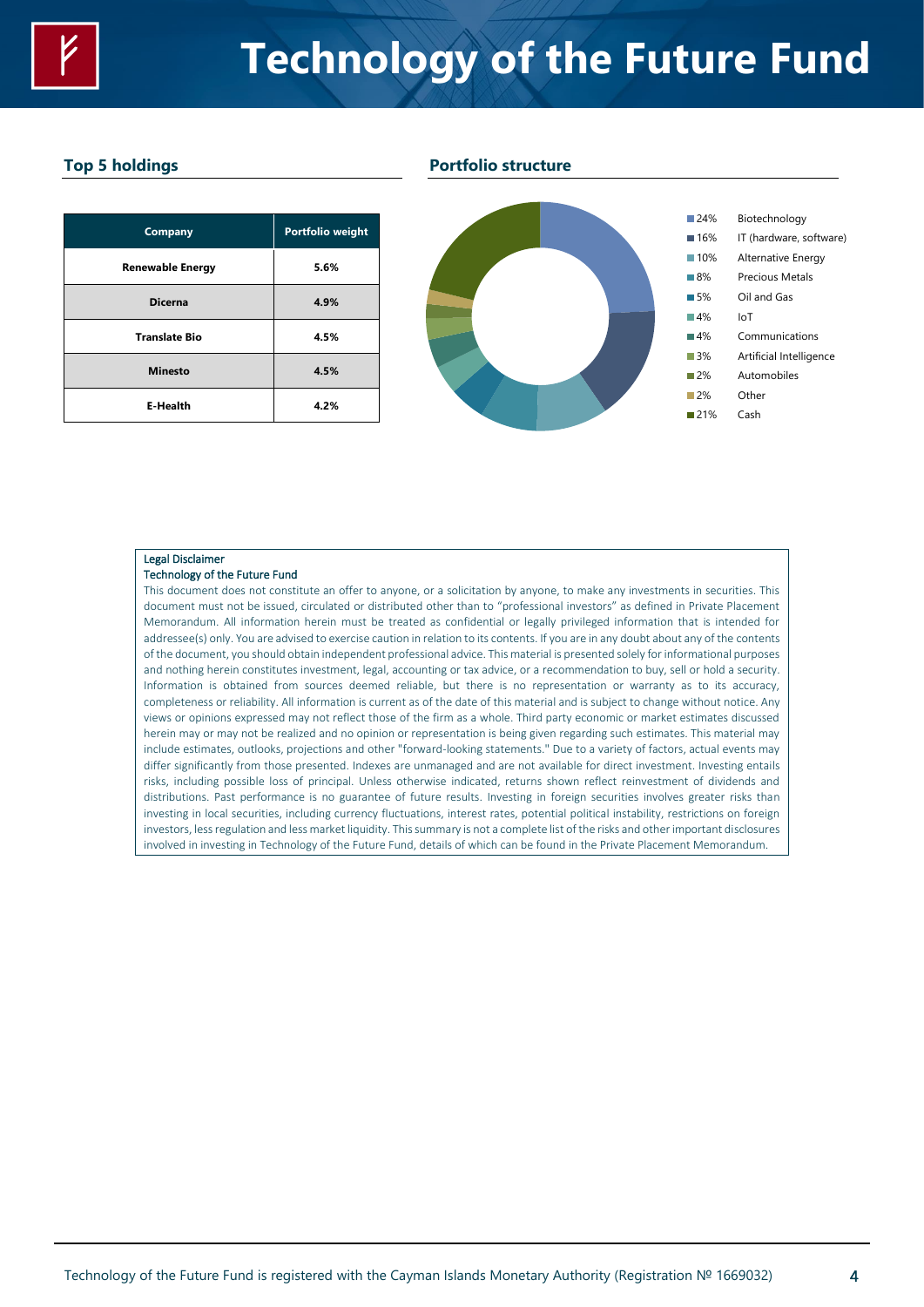# Technology of the Future Fund

## Top 5 holdings

| Company | Portfolio weight |
|---|---|
| Renewable Energy | 5.6% |
| Dicerna | 4.9% |
| Translate Bio | 4.5% |
| Minesto | 4.5% |
| E-Health | 4.2% |

## Portfolio structure

24% Biotechnology
16% IT (hardware, software)
10% Alternative Energy
8% Precious Metals
5% Oil and Gas
4% IoT
4% Communications
3% Artificial Intelligence
2% Automobiles
2% Other
21% Cash

Legal Disclaimer
Technology of the Future Fund

This document does not constitute an offer to anyone, or a solicitation by anyone, to make any investments in securities. This document must not be issued, circulated or distributed other than to "professional investors" as defined in Private Placement Memorandum. All information herein must be treated as confidential or legally privileged information that is intended for addressee(s) only. You are advised to exercise caution in relation to its contents. If you are in any doubt about any of the contents of the document, you should obtain independent professional advice. This material is presented solely for informational purposes and nothing herein constitutes investment, legal, accounting or tax advice, or a recommendation to buy, sell or hold a security. Information is obtained from sources deemed reliable, but there is no representation or warranty as to its accuracy, completeness or reliability. All information is current as of the date of this material and is subject to change without notice. Any views or opinions expressed may not reflect those of the firm as a whole. Third party economic or market estimates discussed herein may or may not be realized and no opinion or representation is being given regarding such estimates. This material may include estimates, outlooks, projections and other "forward-looking statements." Due to a variety of factors, actual events may differ significantly from those presented. Indexes are unmanaged and are not available for direct investment. Investing entails risks, including possible loss of principal. Unless otherwise indicated, returns shown reflect reinvestment of dividends and distributions. Past performance is no guarantee of future results. Investing in foreign securities involves greater risks than investing in local securities, including currency fluctuations, interest rates, potential political instability, restrictions on foreign investors, less regulation and less market liquidity. This summary is not a complete list of the risks and other important disclosures involved in investing in Technology of the Future Fund, details of which can be found in the Private Placement Memorandum.

Technology of the Future Fund is registered with the Cayman Islands Monetary Authority (Registration № 1669032)